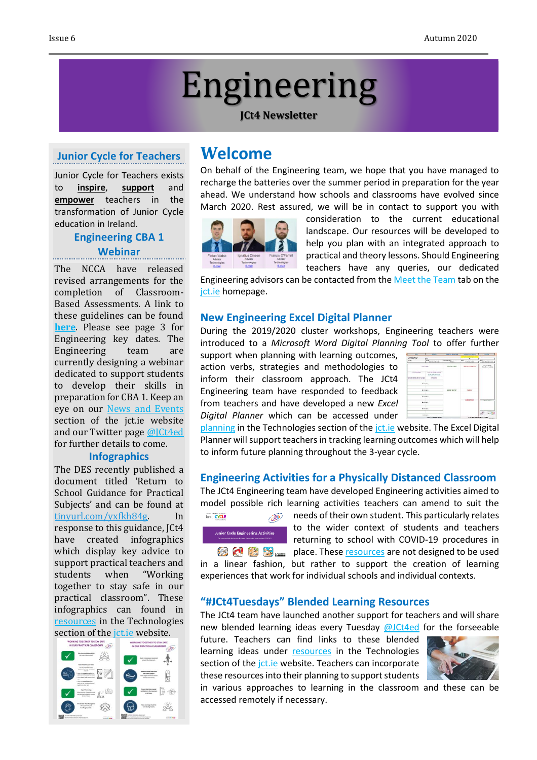# Engineering

**JCt4 Newsletter**

## Junior Cycle for Teachers

Junior Cycle for Teachers exists to **inspire**, **support** and **empower** teachers in the transformation of Junior Cycle education in Ireland.

### Engineering CBA 1 Webinar

The NCCA have released revised arrangements for the completion of Classroom-Based Assessments. A link to these guidelines can be found **here**. Please see page 3 for Engineering key dates. The Engineering team are currently designing a webinar dedicated to support students to develop their skills in preparation for CBA 1. Keep an eye on our News and Events section of the jct.ie website and our Twitter page @JCt4ed for further details to come.

### Infographics

The DES recently published a document titled 'Return to School Guidance for Practical Subjects' and can be found at tinyurl.com/yxfkh84g. In response to this guidance, JCt4 have created infographics which display key advice to support practical teachers and students when "Working together to stay safe in our practical classroom". These infographics can found in resources in the Technologies section of the jct.ie website.

## Welcome

On behalf of the Engineering team, we hope that you have managed to recharge the batteries over the summer period in preparation for the year ahead. We understand how schools and classrooms have evolved since March 2020. Rest assured, we will be in contact to support you with consideration to the current educational landscape. Our resources will be developed to help you plan with an integrated approach to practical and theory lessons. Should Engineering teachers have any queries, our dedicated Engineering advisors can be contacted from the Meet the Team tab on the jct.ie homepage.

Fintan Walsh, Advisor Technologies, E-mail | Ignatius Dineen, Advisor Technologies, E-mail | Francis O'Farrell, Advisor Technologies, E-mail

### New Engineering Excel Digital Planner

During the 2019/2020 cluster workshops, Engineering teachers were introduced to a *Microsoft Word Digital Planning Tool* to offer further support when planning with learning outcomes, action verbs, strategies and methodologies to inform their classroom approach. The JCt4 Engineering team have responded to feedback from teachers and have developed a new *Excel Digital Planner* which can be accessed under planning in the Technologies section of the jct.ie website. The Excel Digital Planner will support teachers in tracking learning outcomes which will help to inform future planning throughout the 3-year cycle.

### Engineering Activities for a Physically Distanced Classroom

The JCt4 Engineering team have developed Engineering activities aimed to model possible rich learning activities teachers can amend to suit the needs of their own student. This particularly relates to the wider context of students and teachers returning to school with COVID-19 procedures in place. These resources are not designed to be used in a linear fashion, but rather to support the creation of learning experiences that work for individual schools and individual contexts.

### "#JCt4Tuesdays" Blended Learning Resources

The JCt4 team have launched another support for teachers and will share new blended learning ideas every Tuesday @JCt4ed for the forseeable future. Teachers can find links to these blended learning ideas under resources in the Technologies section of the jct.ie website. Teachers can incorporate these resources into their planning to support students in various approaches to learning in the classroom and these can be accessed remotely if necessary.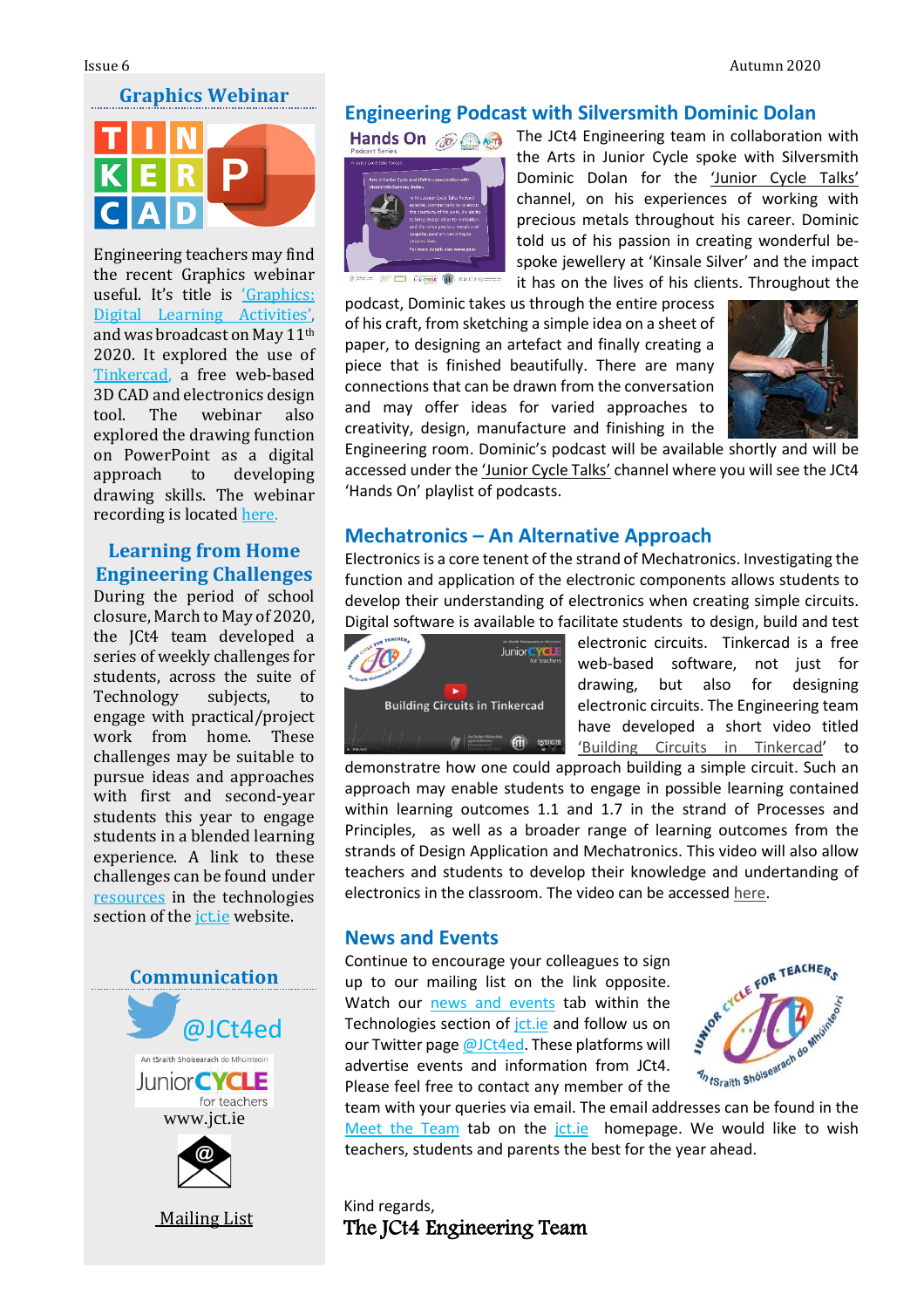## Graphics Webinar

Engineering teachers may find the recent Graphics webinar useful. It's title is 'Graphics: Digital Learning Activities', and was broadcast on May 11th 2020. It explored the use of Tinkercad, a free web-based 3D CAD and electronics design tool. The webinar also explored the drawing function on PowerPoint as a digital approach to developing drawing skills. The webinar recording is located here.

## Learning from Home Engineering Challenges

During the period of school closure, March to May of 2020, the JCt4 team developed a series of weekly challenges for students, across the suite of Technology subjects, to engage with practical/project work from home. These challenges may be suitable to pursue ideas and approaches with first and second-year students this year to engage students in a blended learning experience. A link to these challenges can be found under resources in the technologies section of the jct.ie website.

## Communication

@JCt4ed

www.jct.ie

Mailing List

## Engineering Podcast with Silversmith Dominic Dolan

The JCt4 Engineering team in collaboration with the Arts in Junior Cycle spoke with Silversmith Dominic Dolan for the 'Junior Cycle Talks' channel, on his experiences of working with precious metals throughout his career. Dominic told us of his passion in creating wonderful be-spoke jewellery at 'Kinsale Silver' and the impact it has on the lives of his clients. Throughout the podcast, Dominic takes us through the entire process of his craft, from sketching a simple idea on a sheet of paper, to designing an artefact and finally creating a piece that is finished beautifully. There are many connections that can be drawn from the conversation and may offer ideas for varied approaches to creativity, design, manufacture and finishing in the Engineering room. Dominic's podcast will be available shortly and will be accessed under the 'Junior Cycle Talks' channel where you will see the JCt4 'Hands On' playlist of podcasts.

## Mechatronics – An Alternative Approach

Electronics is a core tenent of the strand of Mechatronics. Investigating the function and application of the electronic components allows students to develop their understanding of electronics when creating simple circuits. Digital software is available to facilitate students to design, build and test electronic circuits. Tinkercad is a free web-based software, not just for drawing, but also for designing electronic circuits. The Engineering team have developed a short video titled 'Building Circuits in Tinkercad' to demonstratre how one could approach building a simple circuit. Such an approach may enable students to engage in possible learning contained within learning outcomes 1.1 and 1.7 in the strand of Processes and Principles, as well as a broader range of learning outcomes from the strands of Design Application and Mechatronics. This video will also allow teachers and students to develop their knowledge and undertanding of electronics in the classroom. The video can be accessed here.

## News and Events

Continue to encourage your colleagues to sign up to our mailing list opposite. Watch our news and events tab within the Technologies section of jct.ie and follow us on our Twitter page @JCt4ed. These platforms will advertise events and information from JCt4. Please feel free to contact any member of the team with your queries via email. The email addresses can be found in the Meet the Team tab on the jct.ie homepage. We would like to wish teachers, students and parents the best for the year ahead.

Kind regards,

**The JCt4 Engineering Team**